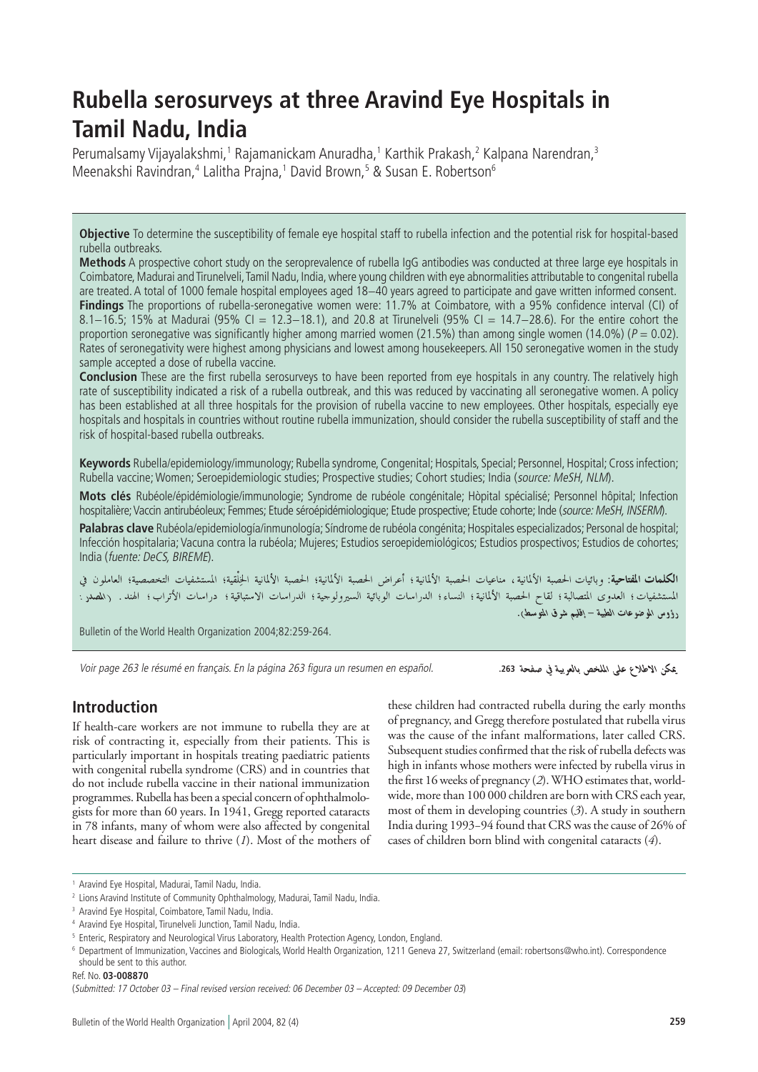# Rubella serosurveys at three Aravind Eye Hospitals in Tamil Nadu, India

Perumalsamy Vijayalakshmi,[1] Rajamanickam Anuradha,[1] Karthik Prakash,[2] Kalpana Narendran,[3] Meenakshi Ravindran,[4] Lalitha Prajna,[1] David Brown,[5] & Susan E. Robertson[6]

**Objective** To determine the susceptibility of female eye hospital staff to rubella infection and the potential risk for hospital-based rubella outbreaks.

**Methods** A prospective cohort study on the seroprevalence of rubella IgG antibodies was conducted at three large eye hospitals in Coimbatore, Madurai and Tirunelveli, Tamil Nadu, India, where young children with eye abnormalities attributable to congenital rubella are treated. A total of 1000 female hospital employees aged 18–40 years agreed to participate and gave written informed consent.

**Findings** The proportions of rubella-seronegative women were: 11.7% at Coimbatore, with a 95% confidence interval (CI) of 8.1–16.5; 15% at Madurai (95% CI = 12.3–18.1), and 20.8 at Tirunelveli (95% CI = 14.7–28.6). For the entire cohort the proportion seronegative was significantly higher among married women (21.5%) than among single women (14.0%) ($P = 0.02$). Rates of seronegativity were highest among physicians and lowest among housekeepers. All 150 seronegative women in the study sample accepted a dose of rubella vaccine.

**Conclusion** These are the first rubella serosurveys to have been reported from eye hospitals in any country. The relatively high rate of susceptibility indicated a risk of a rubella outbreak, and this was reduced by vaccinating all seronegative women. A policy has been established at all three hospitals for the provision of rubella vaccine to new employees. Other hospitals, especially eye hospitals and hospitals in countries without routine rubella immunization, should consider the rubella susceptibility of staff and the risk of hospital-based rubella outbreaks.

**Keywords** Rubella/epidemiology/immunology; Rubella syndrome, Congenital; Hospitals, Special; Personnel, Hospital; Cross infection; Rubella vaccine; Women; Seroepidemiologic studies; Prospective studies; Cohort studies; India (*source: MeSH, NLM*).

**Mots clés** Rubéole/épidémiologie/immunologie; Syndrome de rubéole congénitale; Hòpital spécialisé; Personnel hôpital; Infection hospitalière; Vaccin antirubéoleux; Femmes; Etude séroépidémiologique; Etude prospective; Etude cohorte; Inde (*source: MeSH, INSERM*).

**Palabras clave** Rubéola/epidemiología/inmunología; Síndrome de rubéola congénita; Hospitales especializados; Personal de hospital; Infección hospitalaria; Vacuna contra la rubéola; Mujeres; Estudios seroepidemiológicos; Estudios prospectivos; Estudios de cohortes; India (*fuente: DeCS, BIREME*).

**الكلمات المفتاحية**: وبائيات الحصبة الألمانية، مناعيات الحصبة الألمانية؛ أعراض الحصبة الألمانية؛ الحصبة الألمانية الخِلْقية؛ المستشفيات التخصصية؛ العاملون في المستشفيات؛ العدوى المتصالبة؛ لقاح الحصبة الألمانية؛ النساء؛ الدراسات الوبائية السيرولوجية؛ الدراسات الاستباقية؛ دراسات الأتراب؛ الهند. (المصدر: رؤوس الموضوعات الطبية – إقليم شرق المتوسط).

Bulletin of the World Health Organization 2004;82:259-264.

*Voir page 263 le résumé en français. En la página 263 figura un resumen en español.*

يمكن الاطلاع على الملخص بالعربية في صفحة 263.

## Introduction

If health-care workers are not immune to rubella they are at risk of contracting it, especially from their patients. This is particularly important in hospitals treating paediatric patients with congenital rubella syndrome (CRS) and in countries that do not include rubella vaccine in their national immunization programmes. Rubella has been a special concern of ophthalmologists for more than 60 years. In 1941, Gregg reported cataracts in 78 infants, many of whom were also affected by congenital heart disease and failure to thrive (*1*). Most of the mothers of these children had contracted rubella during the early months of pregnancy, and Gregg therefore postulated that rubella virus was the cause of the infant malformations, later called CRS. Subsequent studies confirmed that the risk of rubella defects was high in infants whose mothers were infected by rubella virus in the first 16 weeks of pregnancy (*2*). WHO estimates that, worldwide, more than 100 000 children are born with CRS each year, most of them in developing countries (*3*). A study in southern India during 1993–94 found that CRS was the cause of 26% of cases of children born blind with congenital cataracts (*4*).

[1] Aravind Eye Hospital, Madurai, Tamil Nadu, India.

[2] Lions Aravind Institute of Community Ophthalmology, Madurai, Tamil Nadu, India.

[3] Aravind Eye Hospital, Coimbatore, Tamil Nadu, India.

[4] Aravind Eye Hospital, Tirunelveli Junction, Tamil Nadu, India.

[5] Enteric, Respiratory and Neurological Virus Laboratory, Health Protection Agency, London, England.

[6] Department of Immunization, Vaccines and Biologicals, World Health Organization, 1211 Geneva 27, Switzerland (email: robertsons@who.int). Correspondence should be sent to this author.

Ref. No. **03-008870**

(*Submitted: 17 October 03 – Final revised version received: 06 December 03 – Accepted: 09 December 03*)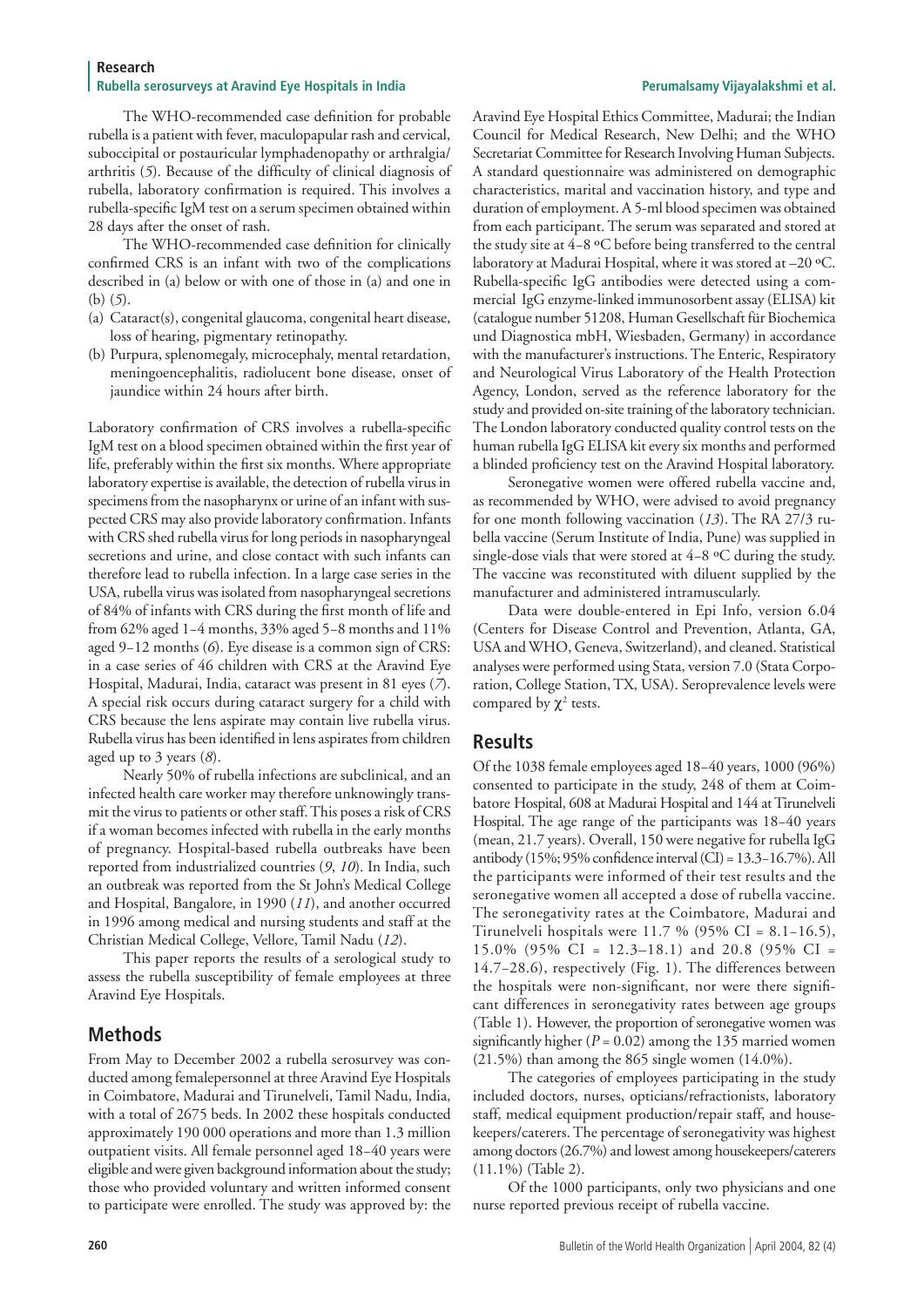The WHO-recommended case definition for probable rubella is a patient with fever, maculopapular rash and cervical, suboccipital or postauricular lymphadenopathy or arthralgia/ arthritis (*5*). Because of the difficulty of clinical diagnosis of rubella, laboratory confirmation is required. This involves a rubella-specific IgM test on a serum specimen obtained within 28 days after the onset of rash.

The WHO-recommended case definition for clinically confirmed CRS is an infant with two of the complications described in (a) below or with one of those in (a) and one in (b) (*5*).

(a) Cataract(s), congenital glaucoma, congenital heart disease, loss of hearing, pigmentary retinopathy.
(b) Purpura, splenomegaly, microcephaly, mental retardation, meningoencephalitis, radiolucent bone disease, onset of jaundice within 24 hours after birth.

Laboratory confirmation of CRS involves a rubella-specific IgM test on a blood specimen obtained within the first year of life, preferably within the first six months. Where appropriate laboratory expertise is available, the detection of rubella virus in specimens from the nasopharynx or urine of an infant with suspected CRS may also provide laboratory confirmation. Infants with CRS shed rubella virus for long periods in nasopharyngeal secretions and urine, and close contact with such infants can therefore lead to rubella infection. In a large case series in the USA, rubella virus was isolated from nasopharyngeal secretions of 84% of infants with CRS during the first month of life and from 62% aged 1–4 months, 33% aged 5–8 months and 11% aged 9–12 months (*6*). Eye disease is a common sign of CRS: in a case series of 46 children with CRS at the Aravind Eye Hospital, Madurai, India, cataract was present in 81 eyes (*7*). A special risk occurs during cataract surgery for a child with CRS because the lens aspirate may contain live rubella virus. Rubella virus has been identified in lens aspirates from children aged up to 3 years (*8*).

Nearly 50% of rubella infections are subclinical, and an infected health care worker may therefore unknowingly transmit the virus to patients or other staff. This poses a risk of CRS if a woman becomes infected with rubella in the early months of pregnancy. Hospital-based rubella outbreaks have been reported from industrialized countries (*9*, *10*). In India, such an outbreak was reported from the St John's Medical College and Hospital, Bangalore, in 1990 (*11*), and another occurred in 1996 among medical and nursing students and staff at the Christian Medical College, Vellore, Tamil Nadu (*12*).

This paper reports the results of a serological study to assess the rubella susceptibility of female employees at three Aravind Eye Hospitals.

## Methods

From May to December 2002 a rubella serosurvey was conducted among femalepersonnel at three Aravind Eye Hospitals in Coimbatore, Madurai and Tirunelveli, Tamil Nadu, India, with a total of 2675 beds. In 2002 these hospitals conducted approximately 190 000 operations and more than 1.3 million outpatient visits. All female personnel aged 18–40 years were eligible and were given background information about the study; those who provided voluntary and written informed consent to participate were enrolled. The study was approved by: the Aravind Eye Hospital Ethics Committee, Madurai; the Indian Council for Medical Research, New Delhi; and the WHO Secretariat Committee for Research Involving Human Subjects. A standard questionnaire was administered on demographic characteristics, marital and vaccination history, and type and duration of employment. A 5-ml blood specimen was obtained from each participant. The serum was separated and stored at the study site at 4–8 ºC before being transferred to the central laboratory at Madurai Hospital, where it was stored at –20 ºC. Rubella-specific IgG antibodies were detected using a commercial IgG enzyme-linked immunosorbent assay (ELISA) kit (catalogue number 51208, Human Gesellschaft für Biochemica und Diagnostica mbH, Wiesbaden, Germany) in accordance with the manufacturer's instructions. The Enteric, Respiratory and Neurological Virus Laboratory of the Health Protection Agency, London, served as the reference laboratory for the study and provided on-site training of the laboratory technician. The London laboratory conducted quality control tests on the human rubella IgG ELISA kit every six months and performed a blinded proficiency test on the Aravind Hospital laboratory.

Seronegative women were offered rubella vaccine and, as recommended by WHO, were advised to avoid pregnancy for one month following vaccination (*13*). The RA 27/3 rubella vaccine (Serum Institute of India, Pune) was supplied in single-dose vials that were stored at 4–8 ºC during the study. The vaccine was reconstituted with diluent supplied by the manufacturer and administered intramuscularly.

Data were double-entered in Epi Info, version 6.04 (Centers for Disease Control and Prevention, Atlanta, GA, USA and WHO, Geneva, Switzerland), and cleaned. Statistical analyses were performed using Stata, version 7.0 (Stata Corporation, College Station, TX, USA). Seroprevalence levels were compared by $\chi^2$ tests.

## Results

Of the 1038 female employees aged 18–40 years, 1000 (96%) consented to participate in the study, 248 of them at Coimbatore Hospital, 608 at Madurai Hospital and 144 at Tirunelveli Hospital. The age range of the participants was 18–40 years (mean, 21.7 years). Overall, 150 were negative for rubella IgG antibody (15%; 95% confidence interval (CI) = 13.3–16.7%). All the participants were informed of their test results and the seronegative women all accepted a dose of rubella vaccine. The seronegativity rates at the Coimbatore, Madurai and Tirunelveli hospitals were 11.7 % (95% CI = 8.1–16.5), 15.0% (95% CI = 12.3–18.1) and 20.8 (95% CI = 14.7–28.6), respectively (Fig. 1). The differences between the hospitals were non-significant, nor were there significant differences in seronegativity rates between age groups (Table 1). However, the proportion of seronegative women was significantly higher ($P = 0.02$) among the 135 married women (21.5%) than among the 865 single women (14.0%).

The categories of employees participating in the study included doctors, nurses, opticians/refractionists, laboratory staff, medical equipment production/repair staff, and housekeepers/caterers. The percentage of seronegativity was highest among doctors (26.7%) and lowest among housekeepers/caterers (11.1%) (Table 2).

Of the 1000 participants, only two physicians and one nurse reported previous receipt of rubella vaccine.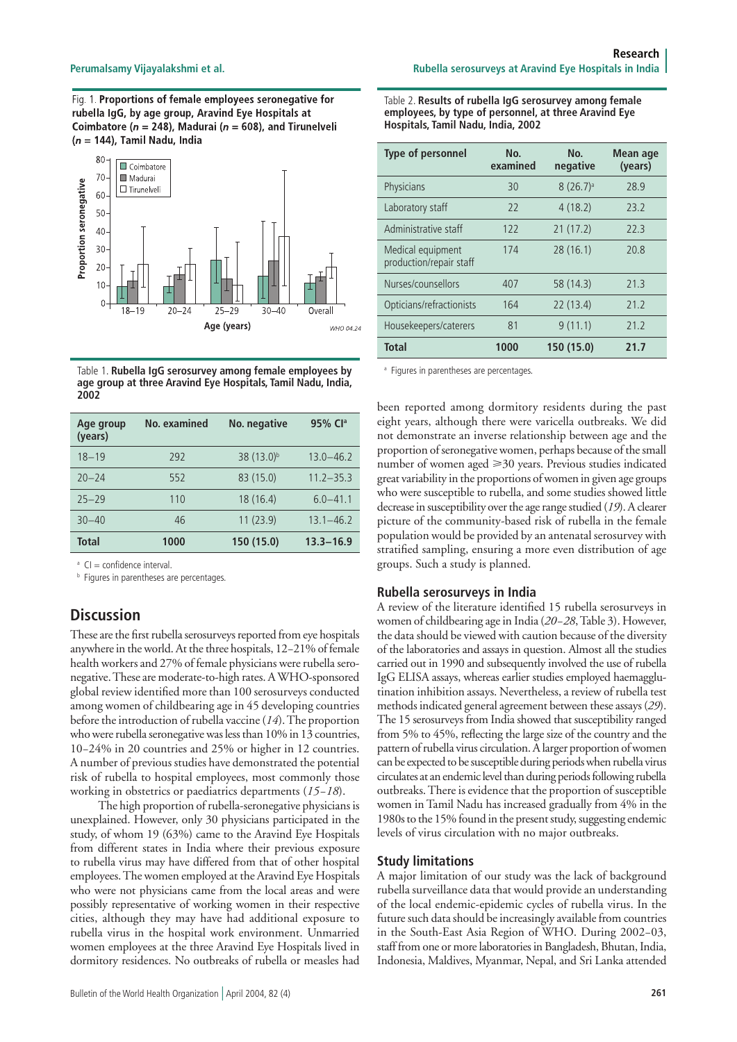Fig. 1. **Proportions of female employees seronegative for rubella IgG, by age group, Aravind Eye Hospitals at Coimbatore ($n$ = 248), Madurai ($n$ = 608), and Tirunelveli ($n$ = 144), Tamil Nadu, India**

Table 1. **Rubella IgG serosurvey among female employees by age group at three Aravind Eye Hospitals, Tamil Nadu, India, 2002**

| Age group (years) | No. examined | No. negative | 95% CI[a] |
|---|---|---|---|
| 18–19 | 292 | 38 (13.0)[b] | 13.0–46.2 |
| 20–24 | 552 | 83 (15.0) | 11.2–35.3 |
| 25–29 | 110 | 18 (16.4) | 6.0–41.1 |
| 30–40 | 46 | 11 (23.9) | 13.1–46.2 |
| **Total** | **1000** | **150 (15.0)** | **13.3–16.9** |

[a] CI = confidence interval.
[b] Figures in parentheses are percentages.

## Discussion

These are the first rubella serosurveys reported from eye hospitals anywhere in the world. At the three hospitals, 12–21% of female health workers and 27% of female physicians were rubella seronegative. These are moderate-to-high rates. A WHO-sponsored global review identified more than 100 serosurveys conducted among women of childbearing age in 45 developing countries before the introduction of rubella vaccine (*14*). The proportion who were rubella seronegative was less than 10% in 13 countries, 10–24% in 20 countries and 25% or higher in 12 countries. A number of previous studies have demonstrated the potential risk of rubella to hospital employees, most commonly those working in obstetrics or paediatrics departments (*15–18*).

The high proportion of rubella-seronegative physicians is unexplained. However, only 30 physicians participated in the study, of whom 19 (63%) came to the Aravind Eye Hospitals from different states in India where their previous exposure to rubella virus may have differed from that of other hospital employees. The women employed at the Aravind Eye Hospitals who were not physicians came from the local areas and were possibly representative of working women in their respective cities, although they may have had additional exposure to rubella virus in the hospital work environment. Unmarried women employees at the three Aravind Eye Hospitals lived in dormitory residences. No outbreaks of rubella or measles had been reported among dormitory residents during the past eight years, although there were varicella outbreaks. We did not demonstrate an inverse relationship between age and the proportion of seronegative women, perhaps because of the small number of women aged ≥30 years. Previous studies indicated great variability in the proportions of women in given age groups who were susceptible to rubella, and some studies showed little decrease in susceptibility over the age range studied (*19*). A clearer picture of the community-based risk of rubella in the female population would be provided by an antenatal serosurvey with stratified sampling, ensuring a more even distribution of age groups. Such a study is planned.

Table 2. **Results of rubella IgG serosurvey among female employees, by type of personnel, at three Aravind Eye Hospitals, Tamil Nadu, India, 2002**

| Type of personnel | No. examined | No. negative | Mean age (years) |
|---|---|---|---|
| Physicians | 30 | 8 (26.7)[a] | 28.9 |
| Laboratory staff | 22 | 4 (18.2) | 23.2 |
| Administrative staff | 122 | 21 (17.2) | 22.3 |
| Medical equipment production/repair staff | 174 | 28 (16.1) | 20.8 |
| Nurses/counsellors | 407 | 58 (14.3) | 21.3 |
| Opticians/refractionists | 164 | 22 (13.4) | 21.2 |
| Housekeepers/caterers | 81 | 9 (11.1) | 21.2 |
| **Total** | **1000** | **150 (15.0)** | **21.7** |

[a] Figures in parentheses are percentages.

### Rubella serosurveys in India

A review of the literature identified 15 rubella serosurveys in women of childbearing age in India (*20–28*, Table 3). However, the data should be viewed with caution because of the diversity of the laboratories and assays in question. Almost all the studies carried out in 1990 and subsequently involved the use of rubella IgG ELISA assays, whereas earlier studies employed haemagglutination inhibition assays. Nevertheless, a review of rubella test methods indicated general agreement between these assays (*29*). The 15 serosurveys from India showed that susceptibility ranged from 5% to 45%, reflecting the large size of the country and the pattern of rubella virus circulation. A larger proportion of women can be expected to be susceptible during periods when rubella virus circulates at an endemic level than during periods following rubella outbreaks. There is evidence that the proportion of susceptible women in Tamil Nadu has increased gradually from 4% in the 1980s to the 15% found in the present study, suggesting endemic levels of virus circulation with no major outbreaks.

### Study limitations

A major limitation of our study was the lack of background rubella surveillance data that would provide an understanding of the local endemic-epidemic cycles of rubella virus. In the future such data should be increasingly available from countries in the South-East Asia Region of WHO. During 2002–03, staff from one or more laboratories in Bangladesh, Bhutan, India, Indonesia, Maldives, Myanmar, Nepal, and Sri Lanka attended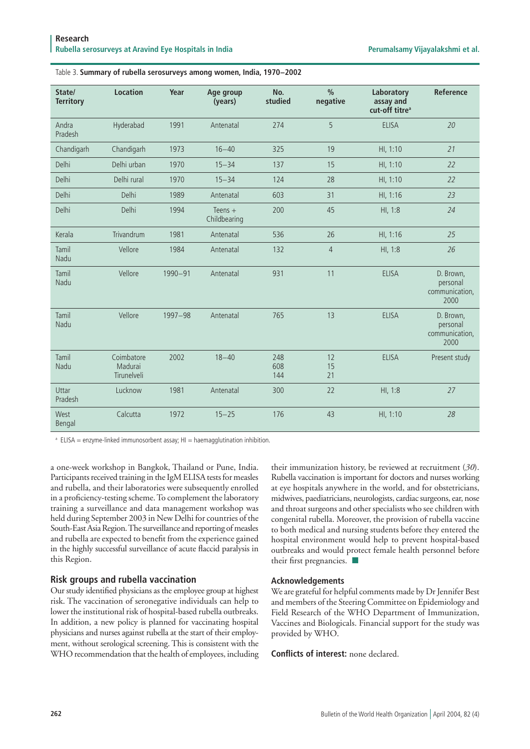Table 3. **Summary of rubella serosurveys among women, India, 1970–2002**

| State/ Territory | Location | Year | Age group (years) | No. studied | % negative | Laboratory assay and cut-off titre[a] | Reference |
|---|---|---|---|---|---|---|---|
| Andra Pradesh | Hyderabad | 1991 | Antenatal | 274 | 5 | ELISA | *20* |
| Chandigarh | Chandigarh | 1973 | 16–40 | 325 | 19 | HI, 1:10 | *21* |
| Delhi | Delhi urban | 1970 | 15–34 | 137 | 15 | HI, 1:10 | *22* |
| Delhi | Delhi rural | 1970 | 15–34 | 124 | 28 | HI, 1:10 | *22* |
| Delhi | Delhi | 1989 | Antenatal | 603 | 31 | HI, 1:16 | *23* |
| Delhi | Delhi | 1994 | Teens + Childbearing | 200 | 45 | HI, 1:8 | *24* |
| Kerala | Trivandrum | 1981 | Antenatal | 536 | 26 | HI, 1:16 | *25* |
| Tamil Nadu | Vellore | 1984 | Antenatal | 132 | 4 | HI, 1:8 | *26* |
| Tamil Nadu | Vellore | 1990–91 | Antenatal | 931 | 11 | ELISA | D. Brown, personal communication, 2000 |
| Tamil Nadu | Vellore | 1997–98 | Antenatal | 765 | 13 | ELISA | D. Brown, personal communication, 2000 |
| Tamil Nadu | Coimbatore<br>Madurai<br>Tirunelveli | 2002 | 18–40 | 248<br>608<br>144 | 12<br>15<br>21 | ELISA | Present study |
| Uttar Pradesh | Lucknow | 1981 | Antenatal | 300 | 22 | HI, 1:8 | *27* |
| West Bengal | Calcutta | 1972 | 15–25 | 176 | 43 | HI, 1:10 | *28* |

[a] ELISA = enzyme-linked immunosorbent assay; HI = haemagglutination inhibition.

a one-week workshop in Bangkok, Thailand or Pune, India. Participants received training in the IgM ELISA tests for measles and rubella, and their laboratories were subsequently enrolled in a proficiency-testing scheme. To complement the laboratory training a surveillance and data management workshop was held during September 2003 in New Delhi for countries of the South-East Asia Region. The surveillance and reporting of measles and rubella are expected to benefit from the experience gained in the highly successful surveillance of acute flaccid paralysis in this Region.

## Risk groups and rubella vaccination

Our study identified physicians as the employee group at highest risk. The vaccination of seronegative individuals can help to lower the institutional risk of hospital-based rubella outbreaks. In addition, a new policy is planned for vaccinating hospital physicians and nurses against rubella at the start of their employment, without serological screening. This is consistent with the WHO recommendation that the health of employees, including their immunization history, be reviewed at recruitment (*30*). Rubella vaccination is important for doctors and nurses working at eye hospitals anywhere in the world, and for obstetricians, midwives, paediatricians, neurologists, cardiac surgeons, ear, nose and throat surgeons and other specialists who see children with congenital rubella. Moreover, the provision of rubella vaccine to both medical and nursing students before they entered the hospital environment would help to prevent hospital-based outbreaks and would protect female health personnel before their first pregnancies. ■

### Acknowledgements

We are grateful for helpful comments made by Dr Jennifer Best and members of the Steering Committee on Epidemiology and Field Research of the WHO Department of Immunization, Vaccines and Biologicals. Financial support for the study was provided by WHO.

**Conflicts of interest:** none declared.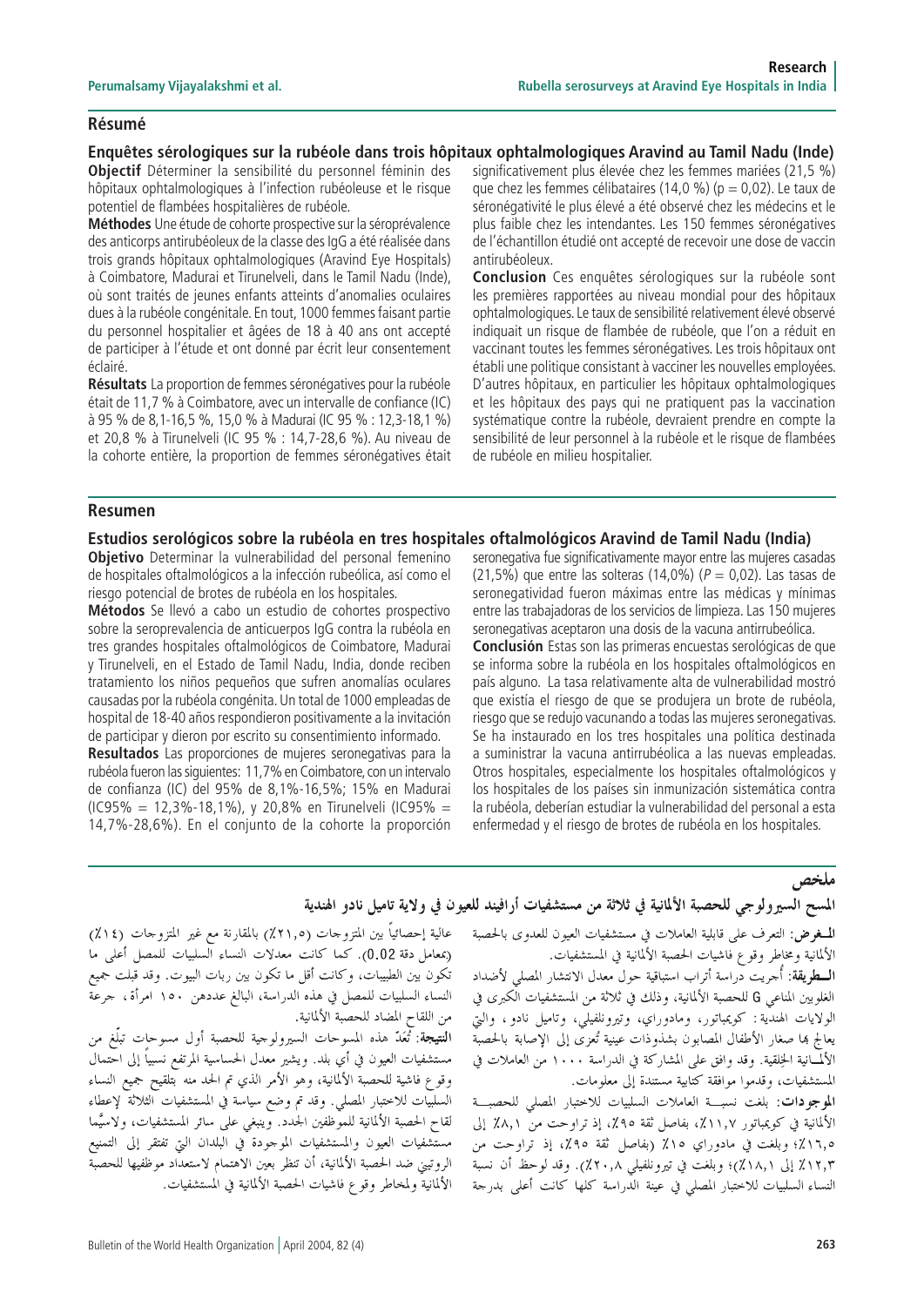## Résumé

### Enquêtes sérologiques sur la rubéole dans trois hôpitaux ophtalmologiques Aravind au Tamil Nadu (Inde)

**Objectif** Déterminer la sensibilité du personnel féminin des hôpitaux ophtalmologiques à l'infection rubéoleuse et le risque potentiel de flambées hospitalières de rubéole.

**Méthodes** Une étude de cohorte prospective sur la séroprévalence des anticorps antirubéoleux de la classe des IgG a été réalisée dans trois grands hôpitaux ophtalmologiques (Aravind Eye Hospitals) à Coimbatore, Madurai et Tirunelveli, dans le Tamil Nadu (Inde), où sont traités de jeunes enfants atteints d'anomalies oculaires dues à la rubéole congénitale. En tout, 1000 femmes faisant partie du personnel hospitalier et âgées de 18 à 40 ans ont accepté de participer à l'étude et ont donné par écrit leur consentement éclairé.

**Résultats** La proportion de femmes séronégatives pour la rubéole était de 11,7 % à Coimbatore, avec un intervalle de confiance (IC) à 95 % de 8,1-16,5 %, 15,0 % à Madurai (IC 95 % : 12,3-18,1 %) et 20,8 % à Tirunelveli (IC 95 % : 14,7-28,6 %). Au niveau de la cohorte entière, la proportion de femmes séronégatives était significativement plus élevée chez les femmes mariées (21,5 %) que chez les femmes célibataires (14,0 %) (p = 0,02). Le taux de séronégativité le plus élevé a été observé chez les médecins et le plus faible chez les intendantes. Les 150 femmes séronégatives de l'échantillon étudié ont accepté de recevoir une dose de vaccin antirubéoleux.

**Conclusion** Ces enquêtes sérologiques sur la rubéole sont les premières rapportées au niveau mondial pour des hôpitaux ophtalmologiques. Le taux de sensibilité relativement élevé observé indiquait un risque de flambée de rubéole, que l'on a réduit en vaccinant toutes les femmes séronégatives. Les trois hôpitaux ont établi une politique consistant à vacciner les nouvelles employées. D'autres hôpitaux, en particulier les hôpitaux ophtalmologiques et les hôpitaux des pays qui ne pratiquent pas la vaccination systématique contre la rubéole, devraient prendre en compte la sensibilité de leur personnel à la rubéole et le risque de flambées de rubéole en milieu hospitalier.

## Resumen

### Estudios serológicos sobre la rubéola en tres hospitales oftalmológicos Aravind de Tamil Nadu (India)

**Objetivo** Determinar la vulnerabilidad del personal femenino de hospitales oftalmológicos a la infección rubeólica, así como el riesgo potencial de brotes de rubéola en los hospitales.

**Métodos** Se llevó a cabo un estudio de cohortes prospectivo sobre la seroprevalencia de anticuerpos IgG contra la rubéola en tres grandes hospitales oftalmológicos de Coimbatore, Madurai y Tirunelveli, en el Estado de Tamil Nadu, India, donde reciben tratamiento los niños pequeños que sufren anomalías oculares causadas por la rubéola congénita. Un total de 1000 empleadas de hospital de 18-40 años respondieron positivamente a la invitación de participar y dieron por escrito su consentimiento informado.

**Resultados** Las proporciones de mujeres seronegativas para la rubéola fueron las siguientes: 11,7% en Coimbatore, con un intervalo de confianza (IC) del 95% de 8,1%-16,5%; 15% en Madurai (IC95% = 12,3%-18,1%), y 20,8% en Tirunelveli (IC95% = 14,7%-28,6%). En el conjunto de la cohorte la proporción seronegativa fue significativamente mayor entre las mujeres casadas (21,5%) que entre las solteras (14,0%) ($P$ = 0,02). Las tasas de seronegatividad fueron máximas entre las médicas y mínimas entre las trabajadoras de los servicios de limpieza. Las 150 mujeres seronegativas aceptaron una dosis de la vacuna antirrubeólica.

**Conclusión** Estas son las primeras encuestas serológicas de que se informa sobre la rubéola en los hospitales oftalmológicos en país alguno. La tasa relativamente alta de vulnerabilidad mostró que existía el riesgo de que se produjera un brote de rubéola, riesgo que se redujo vacunando a todas las mujeres seronegativas. Se ha instaurado en los tres hospitales una política destinada a suministrar la vacuna antirrubeólica a las nuevas empleadas. Otros hospitales, especialmente los hospitales oftalmológicos y los hospitales de los países sin inmunización sistemática contra la rubéola, deberían estudiar la vulnerabilidad del personal a esta enfermedad y el riesgo de brotes de rubéola en los hospitales.

## ملخص

### المسح السيرولوجي للحصبة الألمانية في ثلاثة من مستشفيات أرافيند للعيون في ولاية تاميل نادو الهندية

**الـغرض:** التعرف على قابلية العاملات في مستشفيات العيون للعدوى بالحصبة الألمانية ومخاطر وقوع فاشيات الحصبة الألمانية في المستشفيات.

**الـطريقة:** أُجريت دراسة أتراب استباقية حول معدل الانتشار المصلي لأضداد الغلوبين المناعي G للحصبة الألمانية، وذلك في ثلاثة من المستشفيات الكبرى في الولايات الهندية: كويمباتور، ومادوراي، وتيرونلفيلي، وتاميل نادو، والتي يعالج بها صغار الأطفال المصابون بشذوذات عينية تُعزى إلى الإصابة بالحصبة الألمانية الخِلقية. وقد وافق على المشاركة في الدراسة ١٠٠٠ من العاملات في المستشفيات، وقدموا موافقة كتابية مستندة إلى معلومات.

**الموجودات:** بلغت نسبة العاملات السلبيات للاختبار المصلي للحصبة الألمانية في كويمباتور ١١,٧٪، بفاصل ثقة ٩٥٪، إذ تراوحت من ٨,١٪ إلى ١٦,٥٪؛ وبلغت في مادوراي ١٥٪ (بفاصل ثقة ٩٥٪، إذ تراوحت من ١٢,٣٪ إلى ١٨,١٪)؛ وبلغت في تيرونلفيلي ٢٠,٨٪). وقد لوحظ أن نسبة النساء السلبيات للاختبار المصلي في عينة الدراسة كلها كانت أعلى بدرجة عالية إحصائياً بين المتزوجات (٢١,٥٪) بالمقارنة مع غير المتزوجات (١٤٪) (بمعامل دقة 0.02). كما كانت معدلات النساء السلبيات للمصل أعلى ما تكون بين الطبيبات، وكانت أقل ما تكون بين ربات البيوت. وقد قبلت جميع النساء السلبيات للمصل في هذه الدراسة، البالغ عددهن ١٥٠ امرأة، جرعة من اللقاح المضاد للحصبة الألمانية.

**النتيجة:** تُعَدّ هذه المسوحات السيرولوجية للحصبة أول مسوحات تبلّغ من مستشفيات العيون في أي بلد. ويشير معدل الحساسية المرتفع نسبياً إلى احتمال وقوع فاشية للحصبة الألمانية، وهو الأمر الذي تم الحد منه بتلقيح جميع النساء السلبيات للاختبار المصلي. وقد تم وضع سياسة في المستشفيات الثلاثة لإعطاء لقاح الحصبة الألمانية للموظفين الجدد. وينبغي على سائر المستشفيات، ولاسيَّما مستشفيات العيون والمستشفيات الموجودة في البلدان التي تفتقر إلى التمنيع الروتيني ضد الحصبة الألمانية، أن تنظر بعين الاهتمام لاستعداد موظفيها للحصبة الألمانية ولمخاطر وقوع فاشيات الحصبة الألمانية في المستشفيات.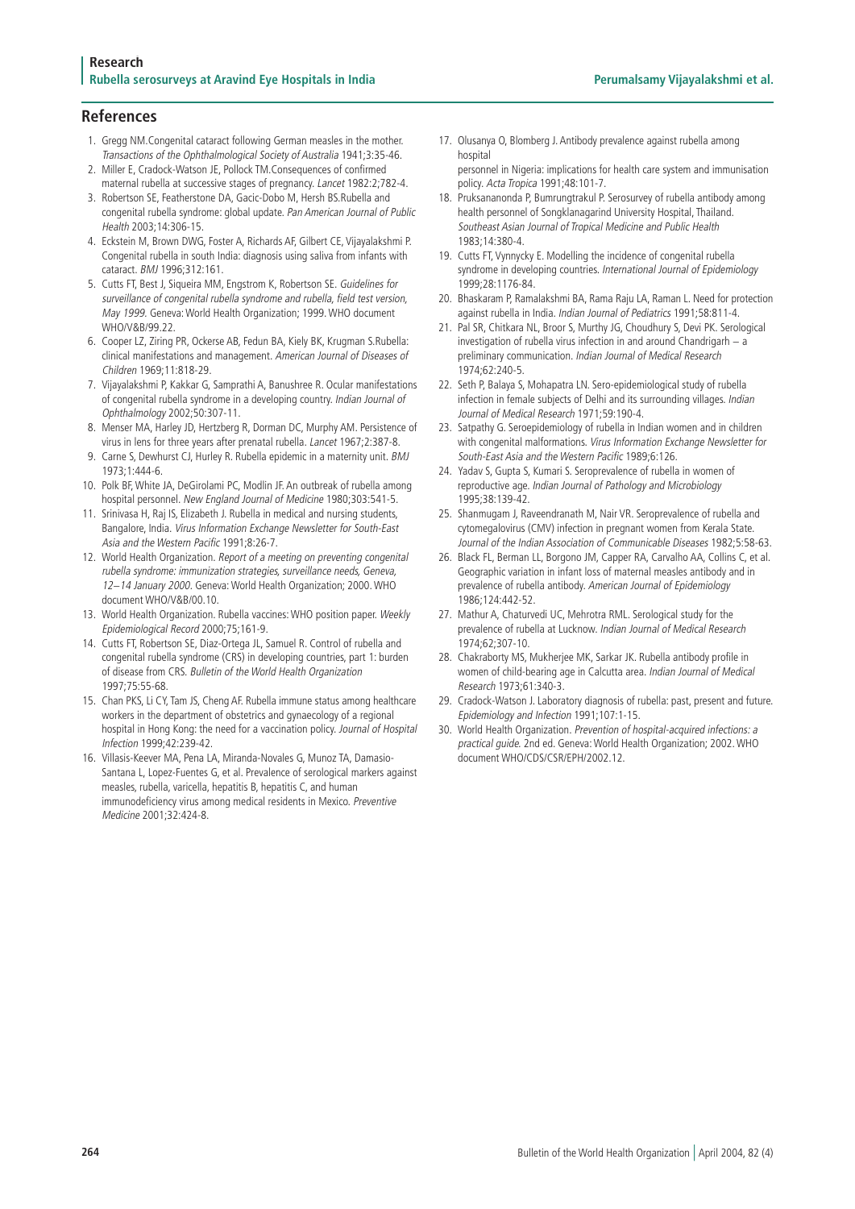## References

1. Gregg NM.Congenital cataract following German measles in the mother. *Transactions of the Ophthalmological Society of Australia* 1941;3:35-46.
2. Miller E, Cradock-Watson JE, Pollock TM.Consequences of confirmed maternal rubella at successive stages of pregnancy. *Lancet* 1982:2;782-4.
3. Robertson SE, Featherstone DA, Gacic-Dobo M, Hersh BS.Rubella and congenital rubella syndrome: global update. *Pan American Journal of Public Health* 2003;14:306-15.
4. Eckstein M, Brown DWG, Foster A, Richards AF, Gilbert CE, Vijayalakshmi P. Congenital rubella in south India: diagnosis using saliva from infants with cataract. *BMJ* 1996;312:161.
5. Cutts FT, Best J, Siqueira MM, Engstrom K, Robertson SE. *Guidelines for surveillance of congenital rubella syndrome and rubella, field test version, May 1999.* Geneva: World Health Organization; 1999. WHO document WHO/V&B/99.22.
6. Cooper LZ, Ziring PR, Ockerse AB, Fedun BA, Kiely BK, Krugman S.Rubella: clinical manifestations and management. *American Journal of Diseases of Children* 1969;11:818-29.
7. Vijayalakshmi P, Kakkar G, Samprathi A, Banushree R. Ocular manifestations of congenital rubella syndrome in a developing country. *Indian Journal of Ophthalmology* 2002;50:307-11.
8. Menser MA, Harley JD, Hertzberg R, Dorman DC, Murphy AM. Persistence of virus in lens for three years after prenatal rubella. *Lancet* 1967;2:387-8.
9. Carne S, Dewhurst CJ, Hurley R. Rubella epidemic in a maternity unit. *BMJ* 1973;1:444-6.
10. Polk BF, White JA, DeGirolami PC, Modlin JF. An outbreak of rubella among hospital personnel. *New England Journal of Medicine* 1980;303:541-5.
11. Srinivasa H, Raj IS, Elizabeth J. Rubella in medical and nursing students, Bangalore, India. *Virus Information Exchange Newsletter for South-East Asia and the Western Pacific* 1991;8:26-7.
12. World Health Organization. *Report of a meeting on preventing congenital rubella syndrome: immunization strategies, surveillance needs, Geneva, 12–14 January 2000.* Geneva: World Health Organization; 2000. WHO document WHO/V&B/00.10.
13. World Health Organization. Rubella vaccines: WHO position paper. *Weekly Epidemiological Record* 2000;75;161-9.
14. Cutts FT, Robertson SE, Diaz-Ortega JL, Samuel R. Control of rubella and congenital rubella syndrome (CRS) in developing countries, part 1: burden of disease from CRS. *Bulletin of the World Health Organization* 1997;75:55-68.
15. Chan PKS, Li CY, Tam JS, Cheng AF. Rubella immune status among healthcare workers in the department of obstetrics and gynaecology of a regional hospital in Hong Kong: the need for a vaccination policy. *Journal of Hospital Infection* 1999;42:239-42.
16. Villasis-Keever MA, Pena LA, Miranda-Novales G, Munoz TA, Damasio-Santana L, Lopez-Fuentes G, et al. Prevalence of serological markers against measles, rubella, varicella, hepatitis B, hepatitis C, and human immunodeficiency virus among medical residents in Mexico. *Preventive Medicine* 2001;32:424-8.
17. Olusanya O, Blomberg J. Antibody prevalence against rubella among hospital personnel in Nigeria: implications for health care system and immunisation policy. *Acta Tropica* 1991;48:101-7.
18. Pruksananonda P, Bumrungtrakul P. Serosurvey of rubella antibody among health personnel of Songklanagarind University Hospital, Thailand. *Southeast Asian Journal of Tropical Medicine and Public Health* 1983;14:380-4.
19. Cutts FT, Vynnycky E. Modelling the incidence of congenital rubella syndrome in developing countries. *International Journal of Epidemiology* 1999;28:1176-84.
20. Bhaskaram P, Ramalakshmi BA, Rama Raju LA, Raman L. Need for protection against rubella in India. *Indian Journal of Pediatrics* 1991;58:811-4.
21. Pal SR, Chitkara NL, Broor S, Murthy JG, Choudhury S, Devi PK. Serological investigation of rubella virus infection in and around Chandrigarh – a preliminary communication. *Indian Journal of Medical Research* 1974;62:240-5.
22. Seth P, Balaya S, Mohapatra LN. Sero-epidemiological study of rubella infection in female subjects of Delhi and its surrounding villages. *Indian Journal of Medical Research* 1971;59:190-4.
23. Satpathy G. Seroepidemiology of rubella in Indian women and in children with congenital malformations. *Virus Information Exchange Newsletter for South-East Asia and the Western Pacific* 1989;6:126.
24. Yadav S, Gupta S, Kumari S. Seroprevalence of rubella in women of reproductive age. *Indian Journal of Pathology and Microbiology* 1995;38:139-42.
25. Shanmugam J, Raveendranath M, Nair VR. Seroprevalence of rubella and cytomegalovirus (CMV) infection in pregnant women from Kerala State. *Journal of the Indian Association of Communicable Diseases* 1982;5:58-63.
26. Black FL, Berman LL, Borgono JM, Capper RA, Carvalho AA, Collins C, et al. Geographic variation in infant loss of maternal measles antibody and in prevalence of rubella antibody. *American Journal of Epidemiology* 1986;124:442-52.
27. Mathur A, Chaturvedi UC, Mehrotra RML. Serological study for the prevalence of rubella at Lucknow. *Indian Journal of Medical Research* 1974;62;307-10.
28. Chakraborty MS, Mukherjee MK, Sarkar JK. Rubella antibody profile in women of child-bearing age in Calcutta area. *Indian Journal of Medical Research* 1973;61:340-3.
29. Cradock-Watson J. Laboratory diagnosis of rubella: past, present and future. *Epidemiology and Infection* 1991;107:1-15.
30. World Health Organization. *Prevention of hospital-acquired infections: a practical guide.* 2nd ed. Geneva: World Health Organization; 2002. WHO document WHO/CDS/CSR/EPH/2002.12.